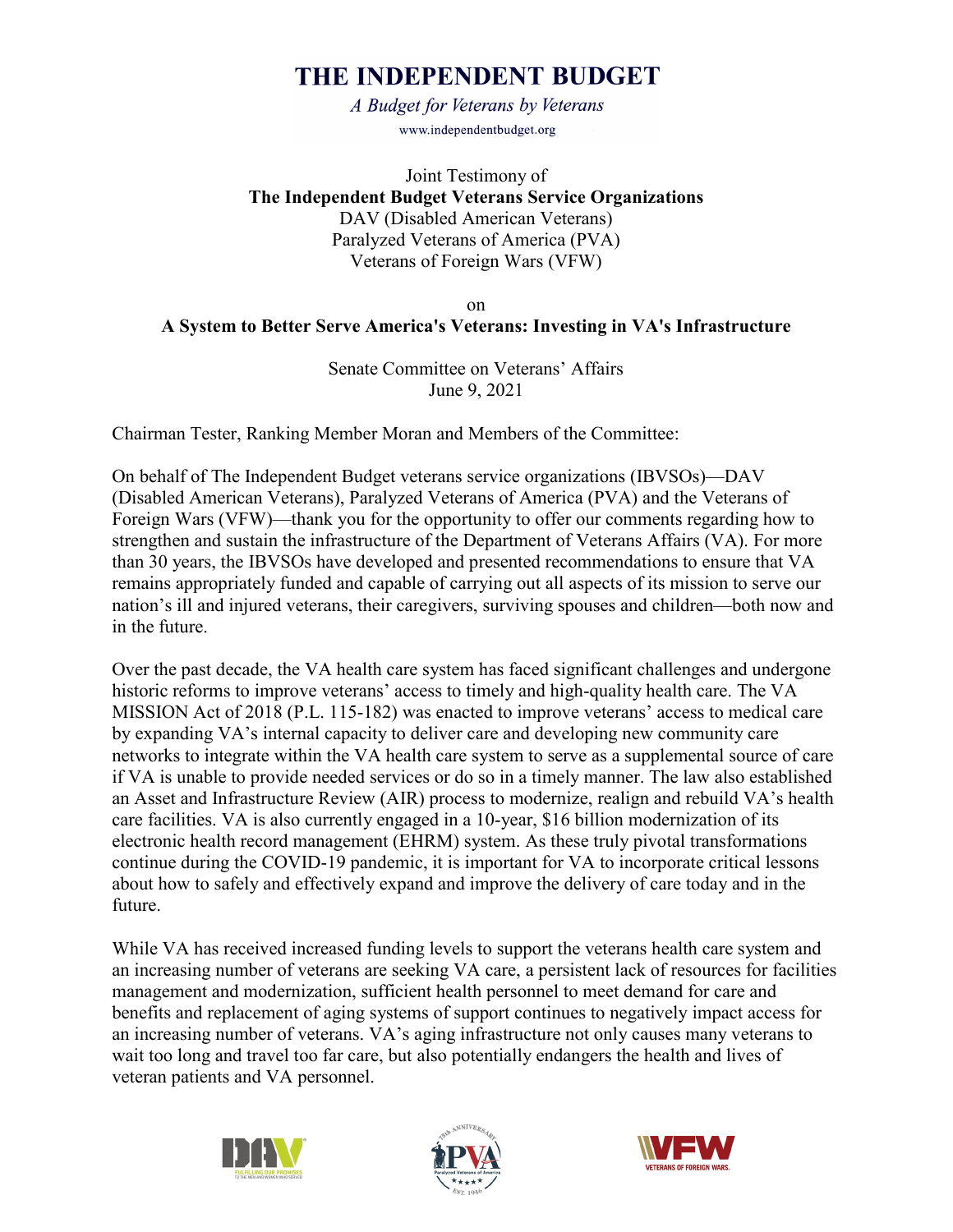# THE INDEPENDENT BUDGET

*A Budget for Veterans by Veterans*

www.independentbudget.org

Joint Testimony of
**The Independent Budget Veterans Service Organizations**
DAV (Disabled American Veterans)
Paralyzed Veterans of America (PVA)
Veterans of Foreign Wars (VFW)

on

**A System to Better Serve America's Veterans: Investing in VA's Infrastructure**

Senate Committee on Veterans' Affairs
June 9, 2021

Chairman Tester, Ranking Member Moran and Members of the Committee:

On behalf of The Independent Budget veterans service organizations (IBVSOs)—DAV (Disabled American Veterans), Paralyzed Veterans of America (PVA) and the Veterans of Foreign Wars (VFW)—thank you for the opportunity to offer our comments regarding how to strengthen and sustain the infrastructure of the Department of Veterans Affairs (VA). For more than 30 years, the IBVSOs have developed and presented recommendations to ensure that VA remains appropriately funded and capable of carrying out all aspects of its mission to serve our nation's ill and injured veterans, their caregivers, surviving spouses and children—both now and in the future.

Over the past decade, the VA health care system has faced significant challenges and undergone historic reforms to improve veterans' access to timely and high-quality health care. The VA MISSION Act of 2018 (P.L. 115-182) was enacted to improve veterans' access to medical care by expanding VA's internal capacity to deliver care and developing new community care networks to integrate within the VA health care system to serve as a supplemental source of care if VA is unable to provide needed services or do so in a timely manner. The law also established an Asset and Infrastructure Review (AIR) process to modernize, realign and rebuild VA's health care facilities. VA is also currently engaged in a 10-year, $16 billion modernization of its electronic health record management (EHRM) system. As these truly pivotal transformations continue during the COVID-19 pandemic, it is important for VA to incorporate critical lessons about how to safely and effectively expand and improve the delivery of care today and in the future.

While VA has received increased funding levels to support the veterans health care system and an increasing number of veterans are seeking VA care, a persistent lack of resources for facilities management and modernization, sufficient health personnel to meet demand for care and benefits and replacement of aging systems of support continues to negatively impact access for an increasing number of veterans. VA's aging infrastructure not only causes many veterans to wait too long and travel too far care, but also potentially endangers the health and lives of veteran patients and VA personnel.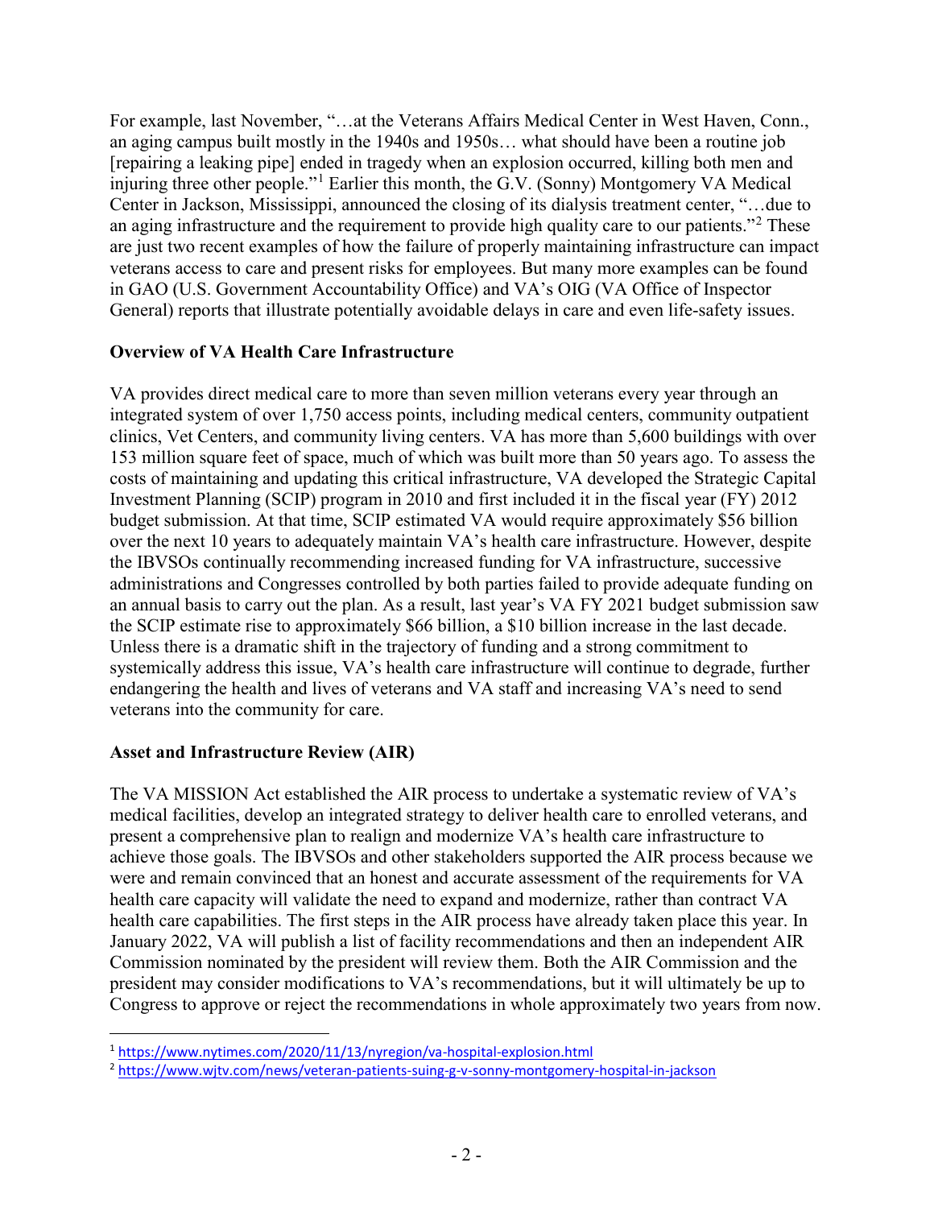For example, last November, "…at the Veterans Affairs Medical Center in West Haven, Conn., an aging campus built mostly in the 1940s and 1950s… what should have been a routine job [repairing a leaking pipe] ended in tragedy when an explosion occurred, killing both men and injuring three other people."[1] Earlier this month, the G.V. (Sonny) Montgomery VA Medical Center in Jackson, Mississippi, announced the closing of its dialysis treatment center, "…due to an aging infrastructure and the requirement to provide high quality care to our patients."[2] These are just two recent examples of how the failure of properly maintaining infrastructure can impact veterans access to care and present risks for employees. But many more examples can be found in GAO (U.S. Government Accountability Office) and VA's OIG (VA Office of Inspector General) reports that illustrate potentially avoidable delays in care and even life-safety issues.

**Overview of VA Health Care Infrastructure**

VA provides direct medical care to more than seven million veterans every year through an integrated system of over 1,750 access points, including medical centers, community outpatient clinics, Vet Centers, and community living centers. VA has more than 5,600 buildings with over 153 million square feet of space, much of which was built more than 50 years ago. To assess the costs of maintaining and updating this critical infrastructure, VA developed the Strategic Capital Investment Planning (SCIP) program in 2010 and first included it in the fiscal year (FY) 2012 budget submission. At that time, SCIP estimated VA would require approximately $56 billion over the next 10 years to adequately maintain VA's health care infrastructure. However, despite the IBVSOs continually recommending increased funding for VA infrastructure, successive administrations and Congresses controlled by both parties failed to provide adequate funding on an annual basis to carry out the plan. As a result, last year's VA FY 2021 budget submission saw the SCIP estimate rise to approximately $66 billion, a $10 billion increase in the last decade. Unless there is a dramatic shift in the trajectory of funding and a strong commitment to systemically address this issue, VA's health care infrastructure will continue to degrade, further endangering the health and lives of veterans and VA staff and increasing VA's need to send veterans into the community for care.

**Asset and Infrastructure Review (AIR)**

The VA MISSION Act established the AIR process to undertake a systematic review of VA's medical facilities, develop an integrated strategy to deliver health care to enrolled veterans, and present a comprehensive plan to realign and modernize VA's health care infrastructure to achieve those goals. The IBVSOs and other stakeholders supported the AIR process because we were and remain convinced that an honest and accurate assessment of the requirements for VA health care capacity will validate the need to expand and modernize, rather than contract VA health care capabilities. The first steps in the AIR process have already taken place this year. In January 2022, VA will publish a list of facility recommendations and then an independent AIR Commission nominated by the president will review them. Both the AIR Commission and the president may consider modifications to VA's recommendations, but it will ultimately be up to Congress to approve or reject the recommendations in whole approximately two years from now.

---

[1] https://www.nytimes.com/2020/11/13/nyregion/va-hospital-explosion.html

[2] https://www.wjtv.com/news/veteran-patients-suing-g-v-sonny-montgomery-hospital-in-jackson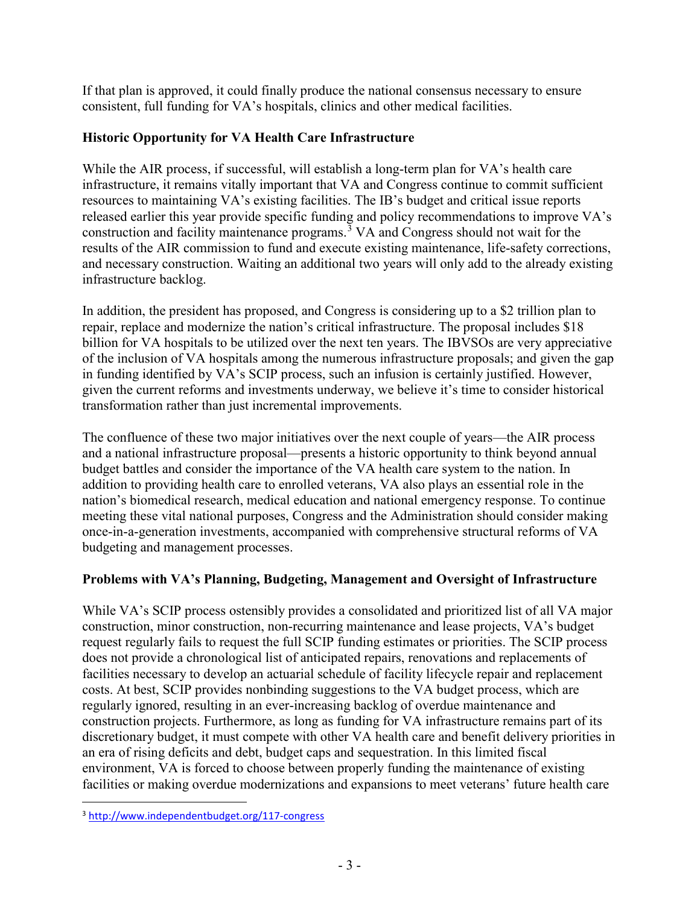If that plan is approved, it could finally produce the national consensus necessary to ensure consistent, full funding for VA's hospitals, clinics and other medical facilities.

**Historic Opportunity for VA Health Care Infrastructure**

While the AIR process, if successful, will establish a long-term plan for VA's health care infrastructure, it remains vitally important that VA and Congress continue to commit sufficient resources to maintaining VA's existing facilities. The IB's budget and critical issue reports released earlier this year provide specific funding and policy recommendations to improve VA's construction and facility maintenance programs.[3] VA and Congress should not wait for the results of the AIR commission to fund and execute existing maintenance, life-safety corrections, and necessary construction. Waiting an additional two years will only add to the already existing infrastructure backlog.

In addition, the president has proposed, and Congress is considering up to a $2 trillion plan to repair, replace and modernize the nation's critical infrastructure. The proposal includes $18 billion for VA hospitals to be utilized over the next ten years. The IBVSOs are very appreciative of the inclusion of VA hospitals among the numerous infrastructure proposals; and given the gap in funding identified by VA's SCIP process, such an infusion is certainly justified. However, given the current reforms and investments underway, we believe it's time to consider historical transformation rather than just incremental improvements.

The confluence of these two major initiatives over the next couple of years—the AIR process and a national infrastructure proposal—presents a historic opportunity to think beyond annual budget battles and consider the importance of the VA health care system to the nation. In addition to providing health care to enrolled veterans, VA also plays an essential role in the nation's biomedical research, medical education and national emergency response. To continue meeting these vital national purposes, Congress and the Administration should consider making once-in-a-generation investments, accompanied with comprehensive structural reforms of VA budgeting and management processes.

**Problems with VA's Planning, Budgeting, Management and Oversight of Infrastructure**

While VA's SCIP process ostensibly provides a consolidated and prioritized list of all VA major construction, minor construction, non-recurring maintenance and lease projects, VA's budget request regularly fails to request the full SCIP funding estimates or priorities. The SCIP process does not provide a chronological list of anticipated repairs, renovations and replacements of facilities necessary to develop an actuarial schedule of facility lifecycle repair and replacement costs. At best, SCIP provides nonbinding suggestions to the VA budget process, which are regularly ignored, resulting in an ever-increasing backlog of overdue maintenance and construction projects. Furthermore, as long as funding for VA infrastructure remains part of its discretionary budget, it must compete with other VA health care and benefit delivery priorities in an era of rising deficits and debt, budget caps and sequestration. In this limited fiscal environment, VA is forced to choose between properly funding the maintenance of existing facilities or making overdue modernizations and expansions to meet veterans' future health care

[3] http://www.independentbudget.org/117-congress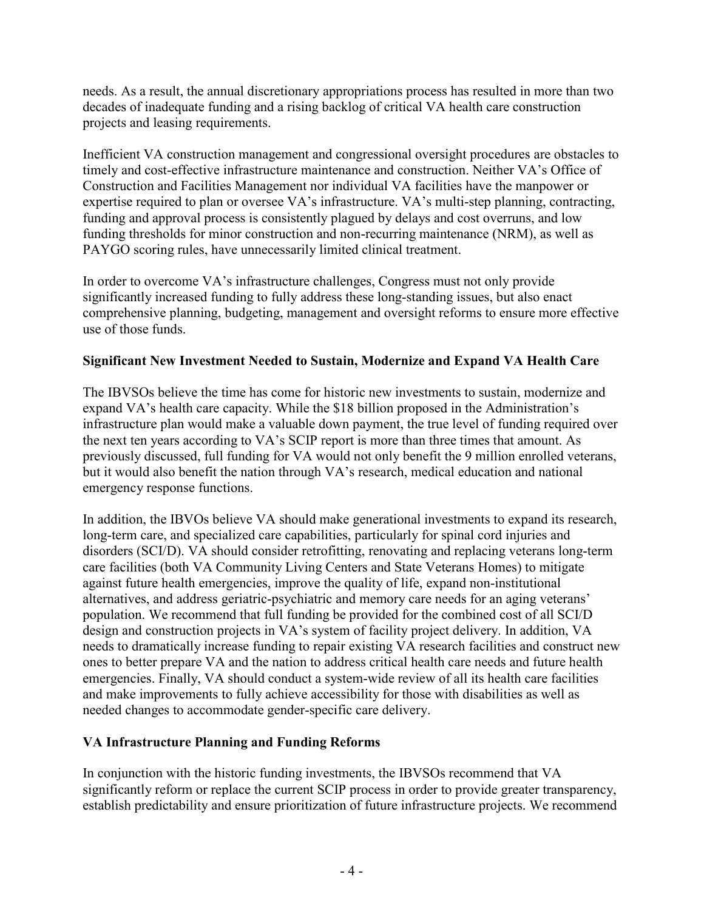needs. As a result, the annual discretionary appropriations process has resulted in more than two decades of inadequate funding and a rising backlog of critical VA health care construction projects and leasing requirements.

Inefficient VA construction management and congressional oversight procedures are obstacles to timely and cost-effective infrastructure maintenance and construction. Neither VA's Office of Construction and Facilities Management nor individual VA facilities have the manpower or expertise required to plan or oversee VA's infrastructure. VA's multi-step planning, contracting, funding and approval process is consistently plagued by delays and cost overruns, and low funding thresholds for minor construction and non-recurring maintenance (NRM), as well as PAYGO scoring rules, have unnecessarily limited clinical treatment.

In order to overcome VA's infrastructure challenges, Congress must not only provide significantly increased funding to fully address these long-standing issues, but also enact comprehensive planning, budgeting, management and oversight reforms to ensure more effective use of those funds.

**Significant New Investment Needed to Sustain, Modernize and Expand VA Health Care**

The IBVSOs believe the time has come for historic new investments to sustain, modernize and expand VA's health care capacity. While the $18 billion proposed in the Administration's infrastructure plan would make a valuable down payment, the true level of funding required over the next ten years according to VA's SCIP report is more than three times that amount. As previously discussed, full funding for VA would not only benefit the 9 million enrolled veterans, but it would also benefit the nation through VA's research, medical education and national emergency response functions.

In addition, the IBVOs believe VA should make generational investments to expand its research, long-term care, and specialized care capabilities, particularly for spinal cord injuries and disorders (SCI/D). VA should consider retrofitting, renovating and replacing veterans long-term care facilities (both VA Community Living Centers and State Veterans Homes) to mitigate against future health emergencies, improve the quality of life, expand non-institutional alternatives, and address geriatric-psychiatric and memory care needs for an aging veterans' population. We recommend that full funding be provided for the combined cost of all SCI/D design and construction projects in VA's system of facility project delivery. In addition, VA needs to dramatically increase funding to repair existing VA research facilities and construct new ones to better prepare VA and the nation to address critical health care needs and future health emergencies. Finally, VA should conduct a system-wide review of all its health care facilities and make improvements to fully achieve accessibility for those with disabilities as well as needed changes to accommodate gender-specific care delivery.

**VA Infrastructure Planning and Funding Reforms**

In conjunction with the historic funding investments, the IBVSOs recommend that VA significantly reform or replace the current SCIP process in order to provide greater transparency, establish predictability and ensure prioritization of future infrastructure projects. We recommend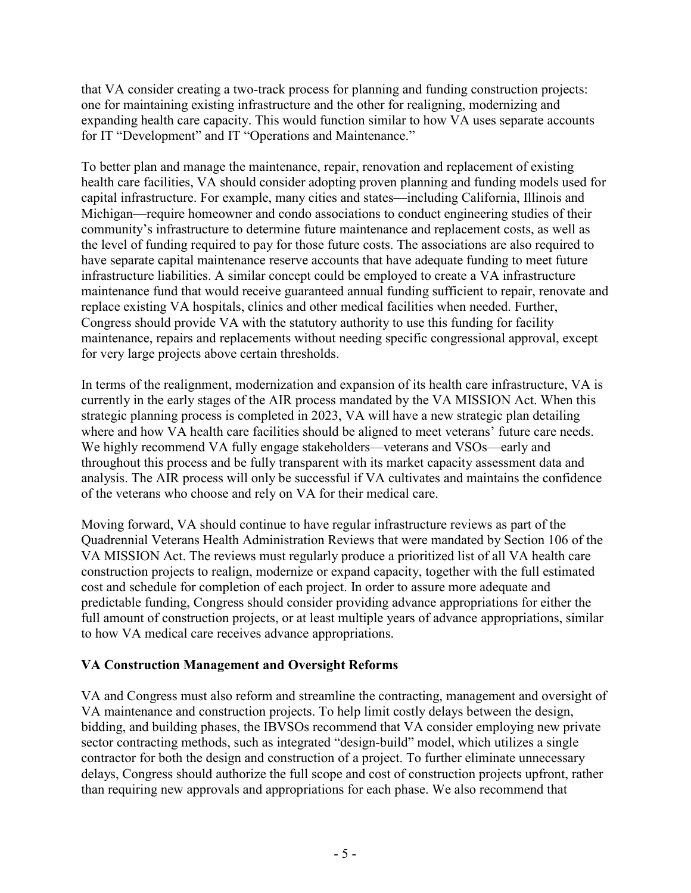that VA consider creating a two-track process for planning and funding construction projects: one for maintaining existing infrastructure and the other for realigning, modernizing and expanding health care capacity. This would function similar to how VA uses separate accounts for IT "Development" and IT "Operations and Maintenance."

To better plan and manage the maintenance, repair, renovation and replacement of existing health care facilities, VA should consider adopting proven planning and funding models used for capital infrastructure. For example, many cities and states—including California, Illinois and Michigan—require homeowner and condo associations to conduct engineering studies of their community's infrastructure to determine future maintenance and replacement costs, as well as the level of funding required to pay for those future costs. The associations are also required to have separate capital maintenance reserve accounts that have adequate funding to meet future infrastructure liabilities. A similar concept could be employed to create a VA infrastructure maintenance fund that would receive guaranteed annual funding sufficient to repair, renovate and replace existing VA hospitals, clinics and other medical facilities when needed. Further, Congress should provide VA with the statutory authority to use this funding for facility maintenance, repairs and replacements without needing specific congressional approval, except for very large projects above certain thresholds.

In terms of the realignment, modernization and expansion of its health care infrastructure, VA is currently in the early stages of the AIR process mandated by the VA MISSION Act. When this strategic planning process is completed in 2023, VA will have a new strategic plan detailing where and how VA health care facilities should be aligned to meet veterans' future care needs. We highly recommend VA fully engage stakeholders—veterans and VSOs—early and throughout this process and be fully transparent with its market capacity assessment data and analysis. The AIR process will only be successful if VA cultivates and maintains the confidence of the veterans who choose and rely on VA for their medical care.

Moving forward, VA should continue to have regular infrastructure reviews as part of the Quadrennial Veterans Health Administration Reviews that were mandated by Section 106 of the VA MISSION Act. The reviews must regularly produce a prioritized list of all VA health care construction projects to realign, modernize or expand capacity, together with the full estimated cost and schedule for completion of each project. In order to assure more adequate and predictable funding, Congress should consider providing advance appropriations for either the full amount of construction projects, or at least multiple years of advance appropriations, similar to how VA medical care receives advance appropriations.

**VA Construction Management and Oversight Reforms**

VA and Congress must also reform and streamline the contracting, management and oversight of VA maintenance and construction projects. To help limit costly delays between the design, bidding, and building phases, the IBVSOs recommend that VA consider employing new private sector contracting methods, such as integrated "design-build" model, which utilizes a single contractor for both the design and construction of a project. To further eliminate unnecessary delays, Congress should authorize the full scope and cost of construction projects upfront, rather than requiring new approvals and appropriations for each phase. We also recommend that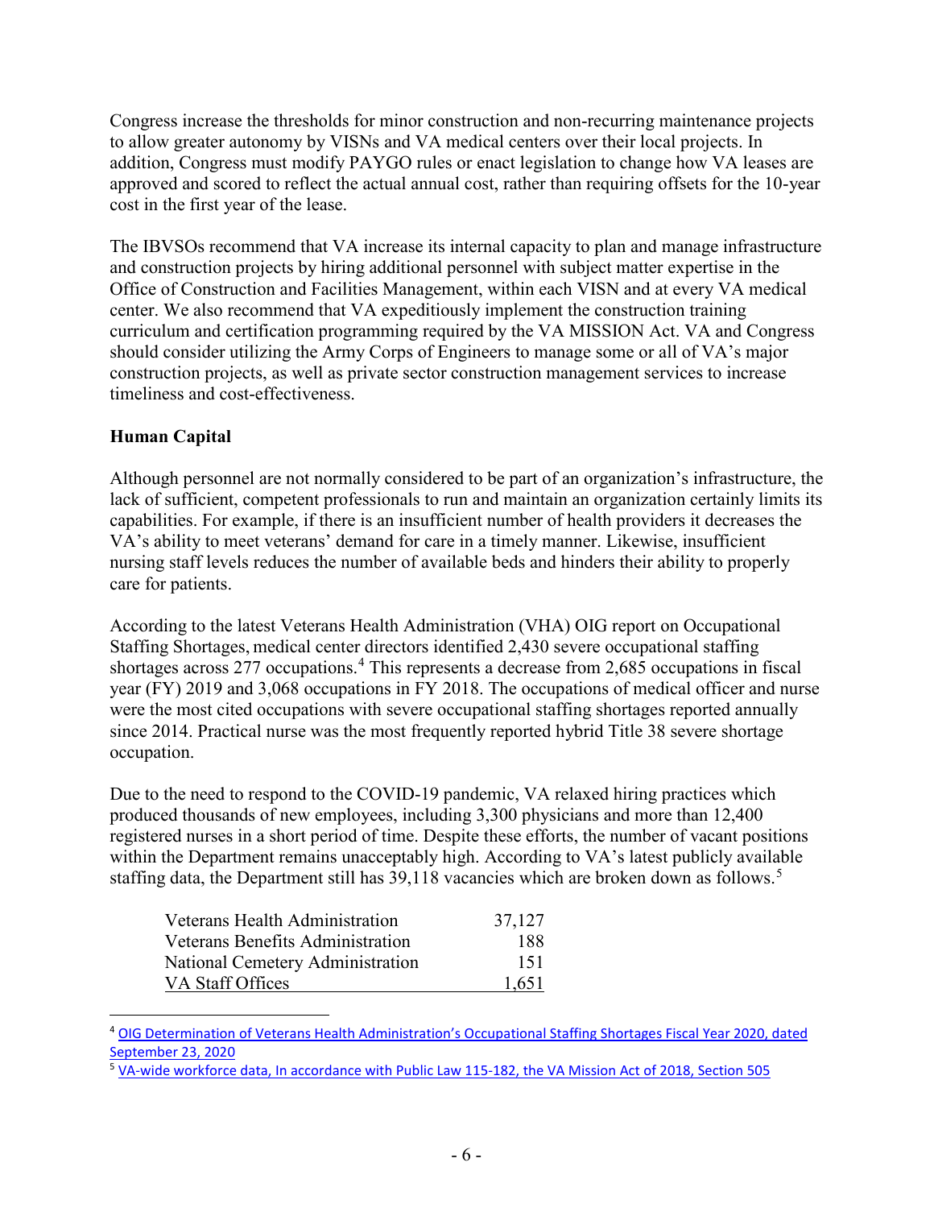Congress increase the thresholds for minor construction and non-recurring maintenance projects to allow greater autonomy by VISNs and VA medical centers over their local projects. In addition, Congress must modify PAYGO rules or enact legislation to change how VA leases are approved and scored to reflect the actual annual cost, rather than requiring offsets for the 10-year cost in the first year of the lease.

The IBVSOs recommend that VA increase its internal capacity to plan and manage infrastructure and construction projects by hiring additional personnel with subject matter expertise in the Office of Construction and Facilities Management, within each VISN and at every VA medical center. We also recommend that VA expeditiously implement the construction training curriculum and certification programming required by the VA MISSION Act. VA and Congress should consider utilizing the Army Corps of Engineers to manage some or all of VA's major construction projects, as well as private sector construction management services to increase timeliness and cost-effectiveness.

**Human Capital**

Although personnel are not normally considered to be part of an organization's infrastructure, the lack of sufficient, competent professionals to run and maintain an organization certainly limits its capabilities. For example, if there is an insufficient number of health providers it decreases the VA's ability to meet veterans' demand for care in a timely manner. Likewise, insufficient nursing staff levels reduces the number of available beds and hinders their ability to properly care for patients.

According to the latest Veterans Health Administration (VHA) OIG report on Occupational Staffing Shortages, medical center directors identified 2,430 severe occupational staffing shortages across 277 occupations.[4] This represents a decrease from 2,685 occupations in fiscal year (FY) 2019 and 3,068 occupations in FY 2018. The occupations of medical officer and nurse were the most cited occupations with severe occupational staffing shortages reported annually since 2014. Practical nurse was the most frequently reported hybrid Title 38 severe shortage occupation.

Due to the need to respond to the COVID-19 pandemic, VA relaxed hiring practices which produced thousands of new employees, including 3,300 physicians and more than 12,400 registered nurses in a short period of time. Despite these efforts, the number of vacant positions within the Department remains unacceptably high. According to VA's latest publicly available staffing data, the Department still has 39,118 vacancies which are broken down as follows.[5]

| | |
|---|---:|
| Veterans Health Administration | 37,127 |
| Veterans Benefits Administration | 188 |
| National Cemetery Administration | 151 |
| VA Staff Offices | 1,651 |

[4] OIG Determination of Veterans Health Administration's Occupational Staffing Shortages Fiscal Year 2020, dated September 23, 2020

[5] VA-wide workforce data, In accordance with Public Law 115-182, the VA Mission Act of 2018, Section 505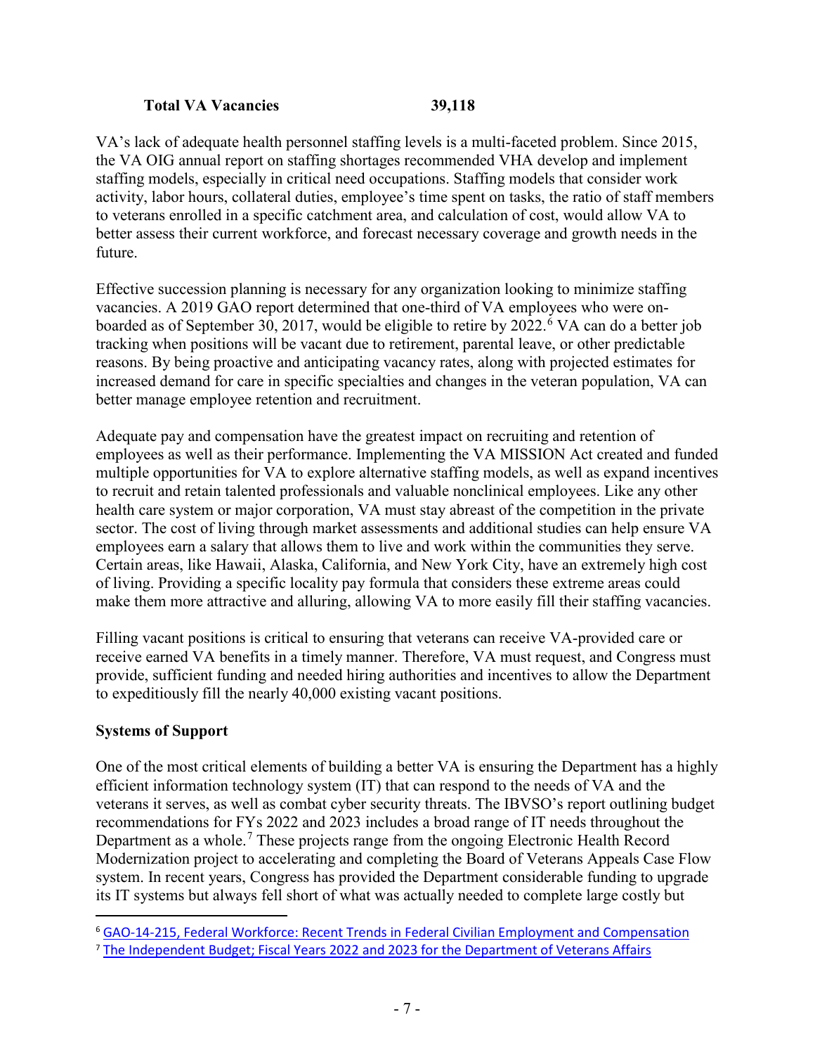| **Total VA Vacancies** | **39,118** |
|---|---|

VA's lack of adequate health personnel staffing levels is a multi-faceted problem. Since 2015, the VA OIG annual report on staffing shortages recommended VHA develop and implement staffing models, especially in critical need occupations. Staffing models that consider work activity, labor hours, collateral duties, employee's time spent on tasks, the ratio of staff members to veterans enrolled in a specific catchment area, and calculation of cost, would allow VA to better assess their current workforce, and forecast necessary coverage and growth needs in the future.

Effective succession planning is necessary for any organization looking to minimize staffing vacancies. A 2019 GAO report determined that one-third of VA employees who were on-boarded as of September 30, 2017, would be eligible to retire by 2022.[6] VA can do a better job tracking when positions will be vacant due to retirement, parental leave, or other predictable reasons. By being proactive and anticipating vacancy rates, along with projected estimates for increased demand for care in specific specialties and changes in the veteran population, VA can better manage employee retention and recruitment.

Adequate pay and compensation have the greatest impact on recruiting and retention of employees as well as their performance. Implementing the VA MISSION Act created and funded multiple opportunities for VA to explore alternative staffing models, as well as expand incentives to recruit and retain talented professionals and valuable nonclinical employees. Like any other health care system or major corporation, VA must stay abreast of the competition in the private sector. The cost of living through market assessments and additional studies can help ensure VA employees earn a salary that allows them to live and work within the communities they serve. Certain areas, like Hawaii, Alaska, California, and New York City, have an extremely high cost of living. Providing a specific locality pay formula that considers these extreme areas could make them more attractive and alluring, allowing VA to more easily fill their staffing vacancies.

Filling vacant positions is critical to ensuring that veterans can receive VA-provided care or receive earned VA benefits in a timely manner. Therefore, VA must request, and Congress must provide, sufficient funding and needed hiring authorities and incentives to allow the Department to expeditiously fill the nearly 40,000 existing vacant positions.

## Systems of Support

One of the most critical elements of building a better VA is ensuring the Department has a highly efficient information technology system (IT) that can respond to the needs of VA and the veterans it serves, as well as combat cyber security threats. The IBVSO's report outlining budget recommendations for FYs 2022 and 2023 includes a broad range of IT needs throughout the Department as a whole.[7] These projects range from the ongoing Electronic Health Record Modernization project to accelerating and completing the Board of Veterans Appeals Case Flow system. In recent years, Congress has provided the Department considerable funding to upgrade its IT systems but always fell short of what was actually needed to complete large costly but

---

[6] GAO-14-215, Federal Workforce: Recent Trends in Federal Civilian Employment and Compensation

[7] The Independent Budget; Fiscal Years 2022 and 2023 for the Department of Veterans Affairs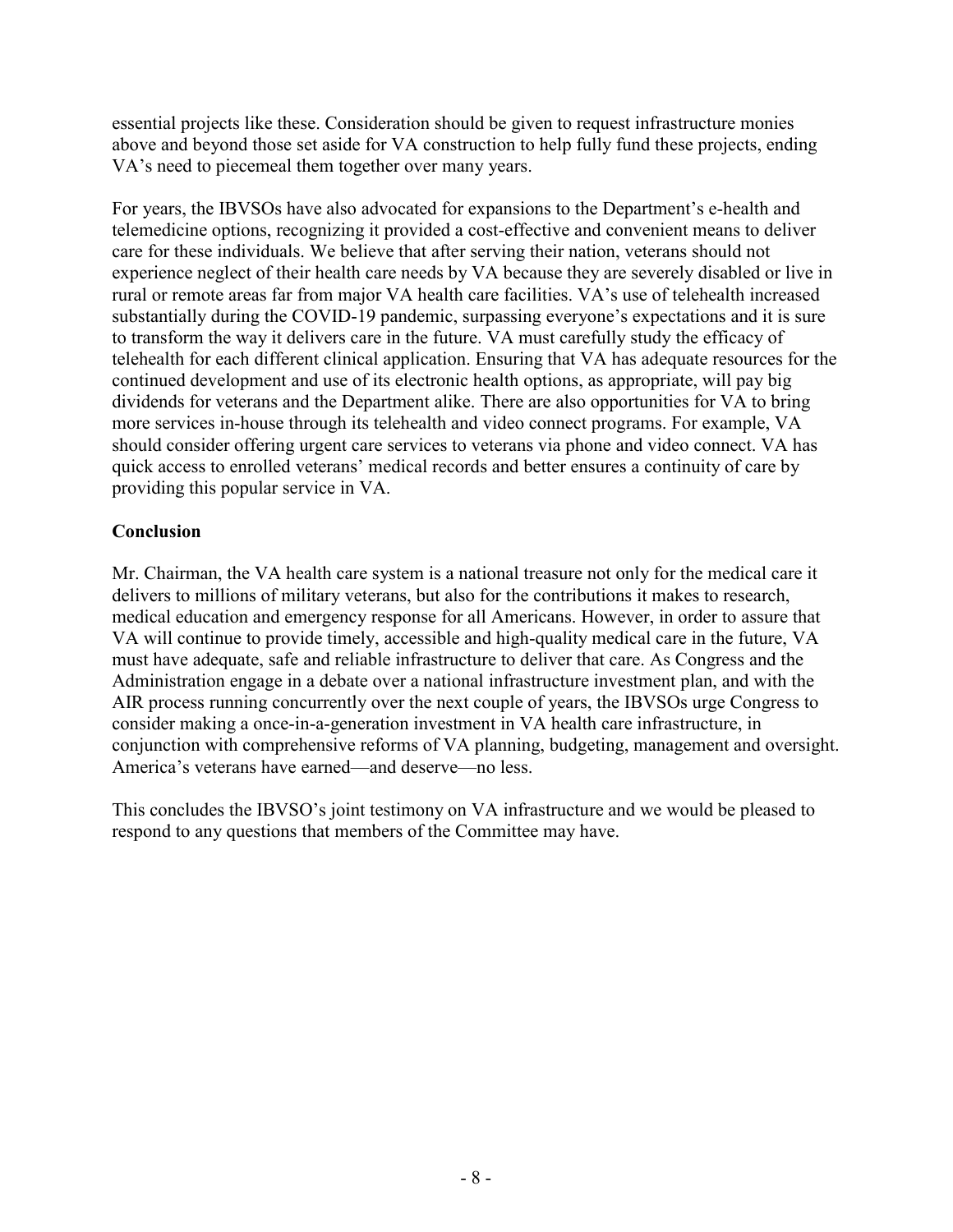essential projects like these. Consideration should be given to request infrastructure monies above and beyond those set aside for VA construction to help fully fund these projects, ending VA's need to piecemeal them together over many years.

For years, the IBVSOs have also advocated for expansions to the Department's e-health and telemedicine options, recognizing it provided a cost-effective and convenient means to deliver care for these individuals. We believe that after serving their nation, veterans should not experience neglect of their health care needs by VA because they are severely disabled or live in rural or remote areas far from major VA health care facilities. VA's use of telehealth increased substantially during the COVID-19 pandemic, surpassing everyone's expectations and it is sure to transform the way it delivers care in the future. VA must carefully study the efficacy of telehealth for each different clinical application. Ensuring that VA has adequate resources for the continued development and use of its electronic health options, as appropriate, will pay big dividends for veterans and the Department alike. There are also opportunities for VA to bring more services in-house through its telehealth and video connect programs. For example, VA should consider offering urgent care services to veterans via phone and video connect. VA has quick access to enrolled veterans' medical records and better ensures a continuity of care by providing this popular service in VA.

**Conclusion**

Mr. Chairman, the VA health care system is a national treasure not only for the medical care it delivers to millions of military veterans, but also for the contributions it makes to research, medical education and emergency response for all Americans. However, in order to assure that VA will continue to provide timely, accessible and high-quality medical care in the future, VA must have adequate, safe and reliable infrastructure to deliver that care. As Congress and the Administration engage in a debate over a national infrastructure investment plan, and with the AIR process running concurrently over the next couple of years, the IBVSOs urge Congress to consider making a once-in-a-generation investment in VA health care infrastructure, in conjunction with comprehensive reforms of VA planning, budgeting, management and oversight. America's veterans have earned—and deserve—no less.

This concludes the IBVSO's joint testimony on VA infrastructure and we would be pleased to respond to any questions that members of the Committee may have.